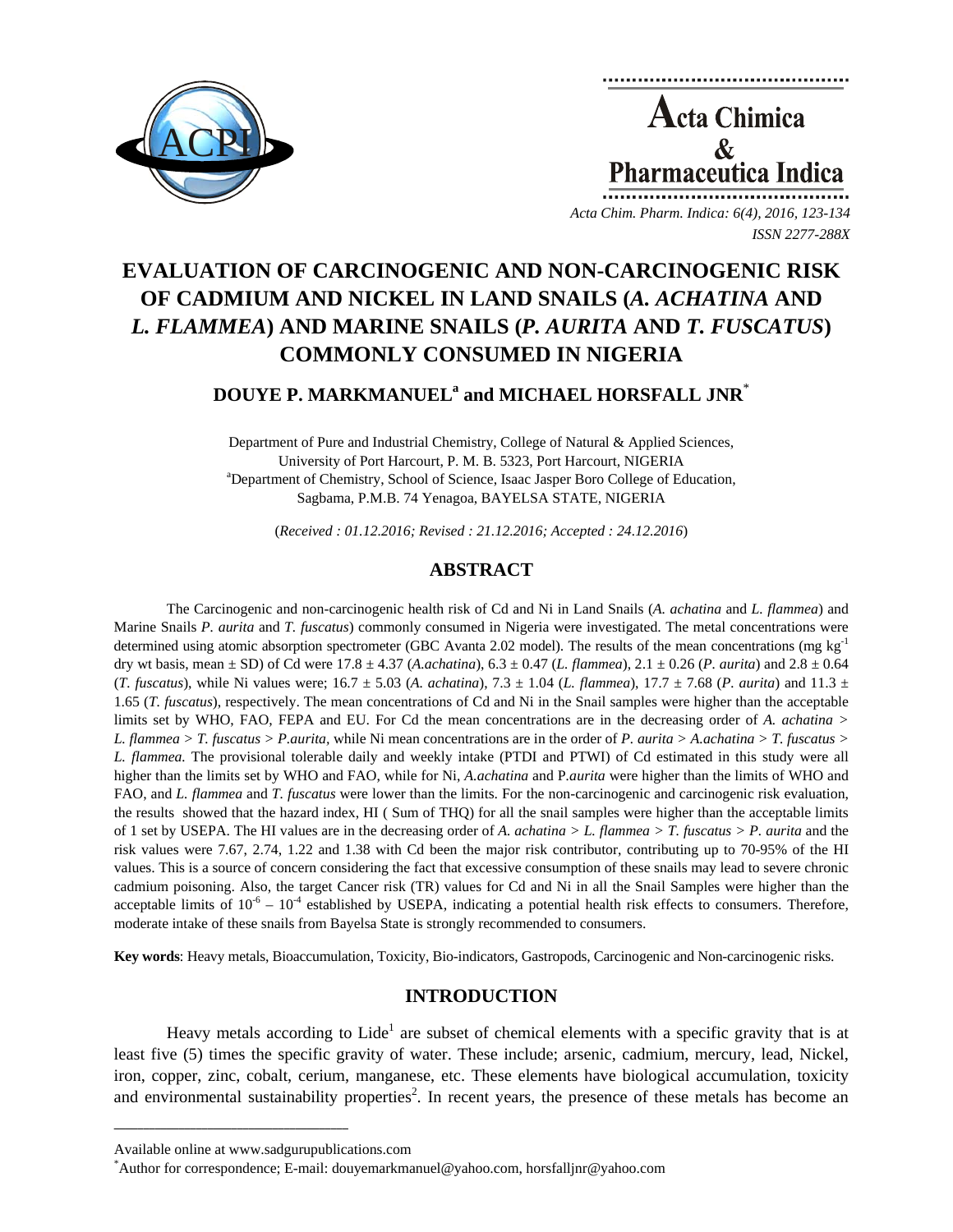# EVALUATION OF CARCINOGENIC AND NON-CARCINOGENIC RISK OF CADMIUM AND NICKEL IN LAND SNAILS (*A. ACHATINA* AND *L. FLAMMEA*) AND MARINE SNAILS (*P. AURITA* AND *T. FUSCATUS*) COMMONLY CONSUMED IN NIGERIA

**DOUYE P. MARKMANUEL[a] and MICHAEL HORSFALL JNR[*]**

Department of Pure and Industrial Chemistry, College of Natural & Applied Sciences, University of Port Harcourt, P. M. B. 5323, Port Harcourt, NIGERIA
[a]Department of Chemistry, School of Science, Isaac Jasper Boro College of Education, Sagbama, P.M.B. 74 Yenagoa, BAYELSA STATE, NIGERIA

(*Received : 01.12.2016; Revised : 21.12.2016; Accepted : 24.12.2016*)

## ABSTRACT

The Carcinogenic and non-carcinogenic health risk of Cd and Ni in Land Snails (*A. achatina* and *L. flammea*) and Marine Snails *P. aurita* and *T. fuscatus*) commonly consumed in Nigeria were investigated. The metal concentrations were determined using atomic absorption spectrometer (GBC Avanta 2.02 model). The results of the mean concentrations (mg $kg^{-1}$ dry wt basis, mean ± SD) of Cd were 17.8 ± 4.37 (*A.achatina*), 6.3 ± 0.47 (*L. flammea*), 2.1 ± 0.26 (*P. aurita*) and 2.8 ± 0.64 (*T. fuscatus*), while Ni values were; 16.7 ± 5.03 (*A. achatina*), 7.3 ± 1.04 (*L. flammea*), 17.7 ± 7.68 (*P. aurita*) and 11.3 ± 1.65 (*T. fuscatus*), respectively. The mean concentrations of Cd and Ni in the Snail samples were higher than the acceptable limits set by WHO, FAO, FEPA and EU. For Cd the mean concentrations are in the decreasing order of *A. achatina* > *L. flammea* > *T. fuscatus* > *P.aurita,* while Ni mean concentrations are in the order of *P. aurita* > *A.achatina* > *T. fuscatus* > *L. flammea.* The provisional tolerable daily and weekly intake (PTDI and PTWI) of Cd estimated in this study were all higher than the limits set by WHO and FAO, while for Ni, *A.achatina* and P.*aurita* were higher than the limits of WHO and FAO, and *L. flammea* and *T. fuscatus* were lower than the limits. For the non-carcinogenic and carcinogenic risk evaluation, the results showed that the hazard index, HI ( Sum of THQ) for all the snail samples were higher than the acceptable limits of 1 set by USEPA. The HI values are in the decreasing order of *A. achatina* > *L. flammea* > *T. fuscatus* > *P. aurita* and the risk values were 7.67, 2.74, 1.22 and 1.38 with Cd been the major risk contributor, contributing up to 70-95% of the HI values. This is a source of concern considering the fact that excessive consumption of these snails may lead to severe chronic cadmium poisoning. Also, the target Cancer risk (TR) values for Cd and Ni in all the Snail Samples were higher than the acceptable limits of $10^{-6}$ – $10^{-4}$ established by USEPA, indicating a potential health risk effects to consumers. Therefore, moderate intake of these snails from Bayelsa State is strongly recommended to consumers.

**Key words**: Heavy metals, Bioaccumulation, Toxicity, Bio-indicators, Gastropods, Carcinogenic and Non-carcinogenic risks.

## INTRODUCTION

Heavy metals according to Lide[1] are subset of chemical elements with a specific gravity that is at least five (5) times the specific gravity of water. These include; arsenic, cadmium, mercury, lead, Nickel, iron, copper, zinc, cobalt, cerium, manganese, etc. These elements have biological accumulation, toxicity and environmental sustainability properties[2]. In recent years, the presence of these metals has become an

---

Available online at www.sadgurupublications.com

[*]Author for correspondence; E-mail: douyemarkmanuel@yahoo.com, horsfalljnr@yahoo.com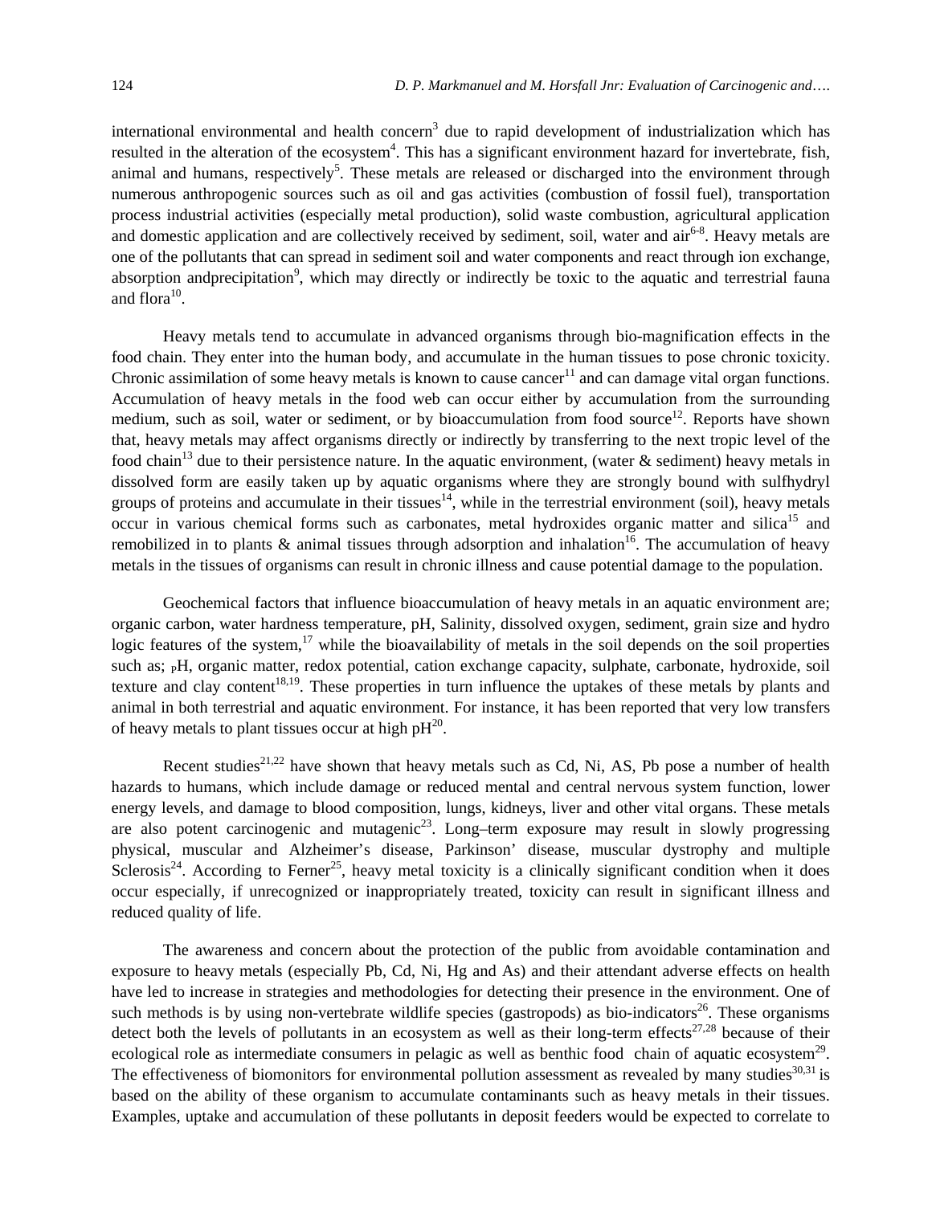international environmental and health concern[3] due to rapid development of industrialization which has resulted in the alteration of the ecosystem[4]. This has a significant environment hazard for invertebrate, fish, animal and humans, respectively[5]. These metals are released or discharged into the environment through numerous anthropogenic sources such as oil and gas activities (combustion of fossil fuel), transportation process industrial activities (especially metal production), solid waste combustion, agricultural application and domestic application and are collectively received by sediment, soil, water and air[6-8]. Heavy metals are one of the pollutants that can spread in sediment soil and water components and react through ion exchange, absorption andprecipitation[9], which may directly or indirectly be toxic to the aquatic and terrestrial fauna and flora[10].

Heavy metals tend to accumulate in advanced organisms through bio-magnification effects in the food chain. They enter into the human body, and accumulate in the human tissues to pose chronic toxicity. Chronic assimilation of some heavy metals is known to cause cancer[11] and can damage vital organ functions. Accumulation of heavy metals in the food web can occur either by accumulation from the surrounding medium, such as soil, water or sediment, or by bioaccumulation from food source[12]. Reports have shown that, heavy metals may affect organisms directly or indirectly by transferring to the next tropic level of the food chain[13] due to their persistence nature. In the aquatic environment, (water & sediment) heavy metals in dissolved form are easily taken up by aquatic organisms where they are strongly bound with sulfhydryl groups of proteins and accumulate in their tissues[14], while in the terrestrial environment (soil), heavy metals occur in various chemical forms such as carbonates, metal hydroxides organic matter and silica[15] and remobilized in to plants & animal tissues through adsorption and inhalation[16]. The accumulation of heavy metals in the tissues of organisms can result in chronic illness and cause potential damage to the population.

Geochemical factors that influence bioaccumulation of heavy metals in an aquatic environment are; organic carbon, water hardness temperature, pH, Salinity, dissolved oxygen, sediment, grain size and hydro logic features of the system,[17] while the bioavailability of metals in the soil depends on the soil properties such as; pH, organic matter, redox potential, cation exchange capacity, sulphate, carbonate, hydroxide, soil texture and clay content[18,19]. These properties in turn influence the uptakes of these metals by plants and animal in both terrestrial and aquatic environment. For instance, it has been reported that very low transfers of heavy metals to plant tissues occur at high pH[20].

Recent studies[21,22] have shown that heavy metals such as Cd, Ni, AS, Pb pose a number of health hazards to humans, which include damage or reduced mental and central nervous system function, lower energy levels, and damage to blood composition, lungs, kidneys, liver and other vital organs. These metals are also potent carcinogenic and mutagenic[23]. Long–term exposure may result in slowly progressing physical, muscular and Alzheimer's disease, Parkinson' disease, muscular dystrophy and multiple Sclerosis[24]. According to Ferner[25], heavy metal toxicity is a clinically significant condition when it does occur especially, if unrecognized or inappropriately treated, toxicity can result in significant illness and reduced quality of life.

The awareness and concern about the protection of the public from avoidable contamination and exposure to heavy metals (especially Pb, Cd, Ni, Hg and As) and their attendant adverse effects on health have led to increase in strategies and methodologies for detecting their presence in the environment. One of such methods is by using non-vertebrate wildlife species (gastropods) as bio-indicators[26]. These organisms detect both the levels of pollutants in an ecosystem as well as their long-term effects[27,28] because of their ecological role as intermediate consumers in pelagic as well as benthic food chain of aquatic ecosystem[29]. The effectiveness of biomonitors for environmental pollution assessment as revealed by many studies[30,31] is based on the ability of these organism to accumulate contaminants such as heavy metals in their tissues. Examples, uptake and accumulation of these pollutants in deposit feeders would be expected to correlate to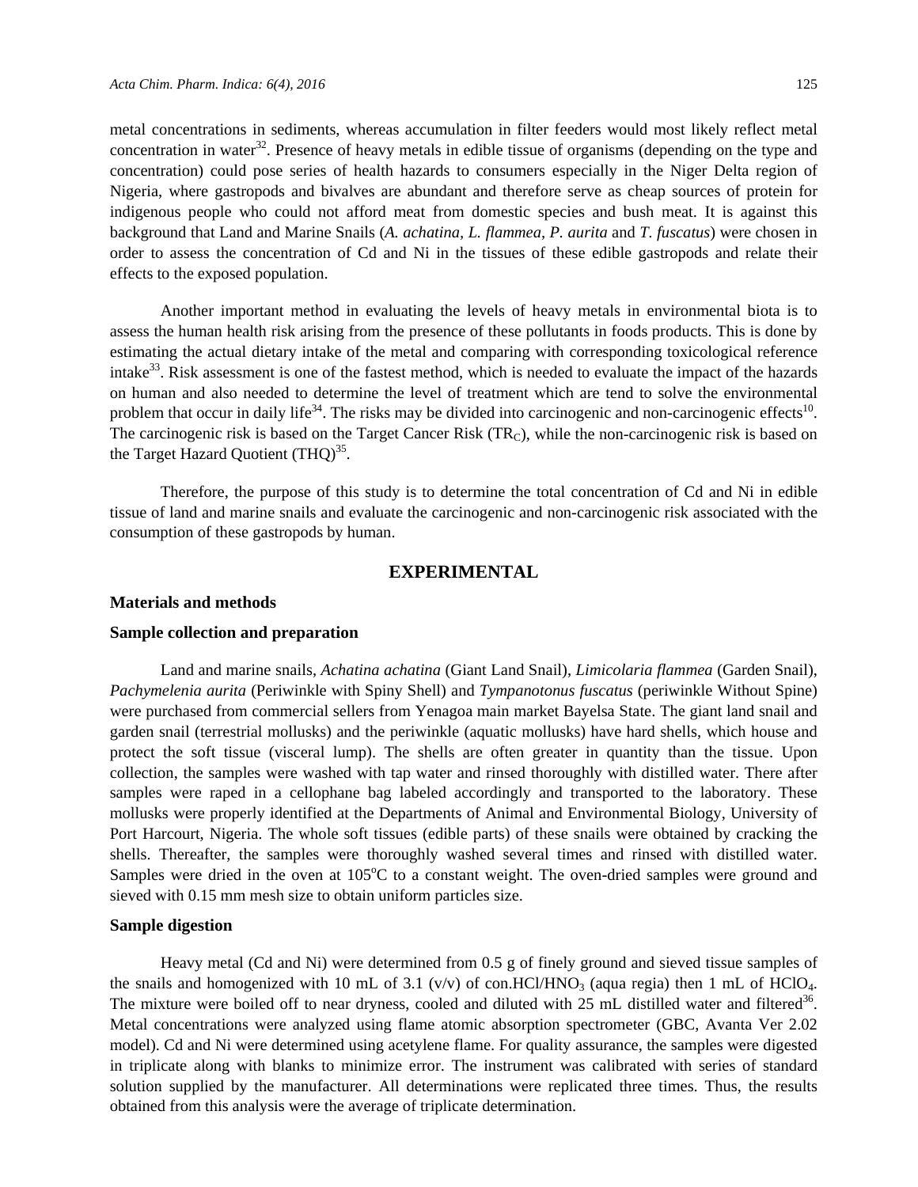metal concentrations in sediments, whereas accumulation in filter feeders would most likely reflect metal concentration in water[32]. Presence of heavy metals in edible tissue of organisms (depending on the type and concentration) could pose series of health hazards to consumers especially in the Niger Delta region of Nigeria, where gastropods and bivalves are abundant and therefore serve as cheap sources of protein for indigenous people who could not afford meat from domestic species and bush meat. It is against this background that Land and Marine Snails (*A. achatina, L. flammea, P. aurita* and *T. fuscatus*) were chosen in order to assess the concentration of Cd and Ni in the tissues of these edible gastropods and relate their effects to the exposed population.

Another important method in evaluating the levels of heavy metals in environmental biota is to assess the human health risk arising from the presence of these pollutants in foods products. This is done by estimating the actual dietary intake of the metal and comparing with corresponding toxicological reference intake[33]. Risk assessment is one of the fastest method, which is needed to evaluate the impact of the hazards on human and also needed to determine the level of treatment which are tend to solve the environmental problem that occur in daily life[34]. The risks may be divided into carcinogenic and non-carcinogenic effects[10]. The carcinogenic risk is based on the Target Cancer Risk ($TR_C$), while the non-carcinogenic risk is based on the Target Hazard Quotient (THQ)[35].

Therefore, the purpose of this study is to determine the total concentration of Cd and Ni in edible tissue of land and marine snails and evaluate the carcinogenic and non-carcinogenic risk associated with the consumption of these gastropods by human.

## EXPERIMENTAL

### Materials and methods

### Sample collection and preparation

Land and marine snails, *Achatina achatina* (Giant Land Snail), *Limicolaria flammea* (Garden Snail), *Pachymelenia aurita* (Periwinkle with Spiny Shell) and *Tympanotonus fuscatus* (periwinkle Without Spine) were purchased from commercial sellers from Yenagoa main market Bayelsa State. The giant land snail and garden snail (terrestrial mollusks) and the periwinkle (aquatic mollusks) have hard shells, which house and protect the soft tissue (visceral lump). The shells are often greater in quantity than the tissue. Upon collection, the samples were washed with tap water and rinsed thoroughly with distilled water. There after samples were raped in a cellophane bag labeled accordingly and transported to the laboratory. These mollusks were properly identified at the Departments of Animal and Environmental Biology, University of Port Harcourt, Nigeria. The whole soft tissues (edible parts) of these snails were obtained by cracking the shells. Thereafter, the samples were thoroughly washed several times and rinsed with distilled water. Samples were dried in the oven at 105$^{o}$C to a constant weight. The oven-dried samples were ground and sieved with 0.15 mm mesh size to obtain uniform particles size.

### Sample digestion

Heavy metal (Cd and Ni) were determined from 0.5 g of finely ground and sieved tissue samples of the snails and homogenized with 10 mL of 3.1 (v/v) of con.HCl/$HNO_3$ (aqua regia) then 1 mL of $HClO_4$. The mixture were boiled off to near dryness, cooled and diluted with 25 mL distilled water and filtered[36]. Metal concentrations were analyzed using flame atomic absorption spectrometer (GBC, Avanta Ver 2.02 model). Cd and Ni were determined using acetylene flame. For quality assurance, the samples were digested in triplicate along with blanks to minimize error. The instrument was calibrated with series of standard solution supplied by the manufacturer. All determinations were replicated three times. Thus, the results obtained from this analysis were the average of triplicate determination.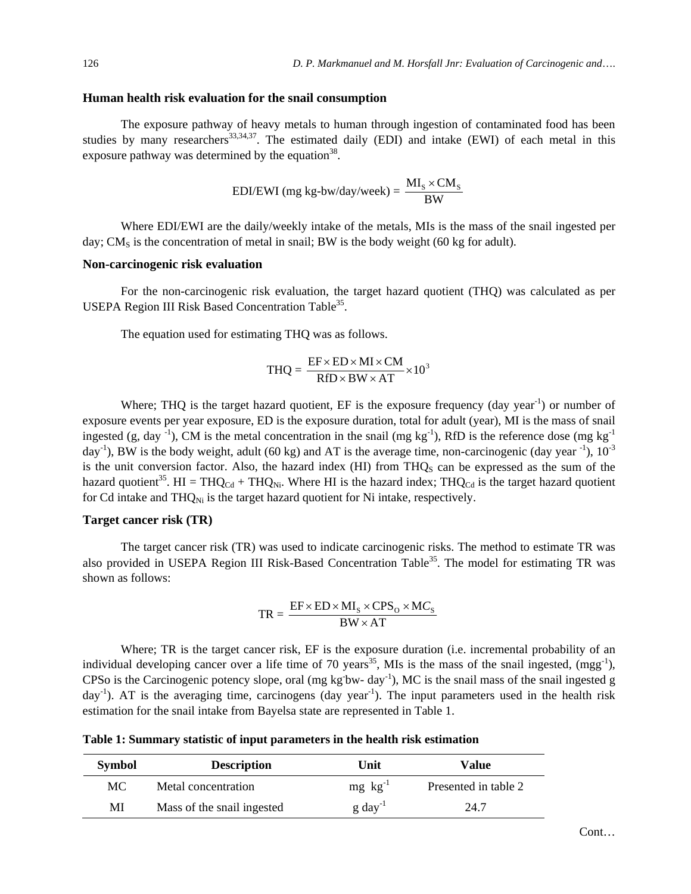### Human health risk evaluation for the snail consumption

The exposure pathway of heavy metals to human through ingestion of contaminated food has been studies by many researchers[33,34,37]. The estimated daily (EDI) and intake (EWI) of each metal in this exposure pathway was determined by the equation[38].

$$\text{EDI/EWI (mg kg-bw/day/week)} = \frac{MI_S \times CM_S}{BW}$$

Where EDI/EWI are the daily/weekly intake of the metals, MIs is the mass of the snail ingested per day; $CM_S$ is the concentration of metal in snail; BW is the body weight (60 kg for adult).

### Non-carcinogenic risk evaluation

For the non-carcinogenic risk evaluation, the target hazard quotient (THQ) was calculated as per USEPA Region III Risk Based Concentration Table[35].

The equation used for estimating THQ was as follows.

$$\text{THQ} = \frac{EF \times ED \times MI \times CM}{RfD \times BW \times AT} \times 10^3$$

Where; THQ is the target hazard quotient, EF is the exposure frequency (day year$^{-1}$) or number of exposure events per year exposure, ED is the exposure duration, total for adult (year), MI is the mass of snail ingested (g, day $^{-1}$), CM is the metal concentration in the snail (mg kg$^{-1}$), RfD is the reference dose (mg kg$^{-1}$ day$^{-1}$), BW is the body weight, adult (60 kg) and AT is the average time, non-carcinogenic (day year $^{-1}$), $10^{-3}$ is the unit conversion factor. Also, the hazard index (HI) from $THQ_S$ can be expressed as the sum of the hazard quotient[35]. HI = $THQ_{Cd}$ + $THQ_{Ni}$. Where HI is the hazard index; $THQ_{Cd}$ is the target hazard quotient for Cd intake and $THQ_{Ni}$ is the target hazard quotient for Ni intake, respectively.

### Target cancer risk (TR)

The target cancer risk (TR) was used to indicate carcinogenic risks. The method to estimate TR was also provided in USEPA Region III Risk-Based Concentration Table[35]. The model for estimating TR was shown as follows:

$$\text{TR} = \frac{EF \times ED \times MI_S \times CPS_O \times MC_S}{BW \times AT}$$

Where; TR is the target cancer risk, EF is the exposure duration (i.e. incremental probability of an individual developing cancer over a life time of 70 years[35], MIs is the mass of the snail ingested, (mgg$^{-1}$), CPSo is the Carcinogenic potency slope, oral (mg kg$^{-}$bw- day$^{-1}$), MC is the snail mass of the snail ingested g day$^{-1}$). AT is the averaging time, carcinogens (day year$^{-1}$). The input parameters used in the health risk estimation for the snail intake from Bayelsa state are represented in Table 1.

**Table 1: Summary statistic of input parameters in the health risk estimation**

| Symbol | Description | Unit | Value |
|---|---|---|---|
| MC | Metal concentration | mg kg$^{-1}$ | Presented in table 2 |
| MI | Mass of the snail ingested | g day$^{-1}$ | 24.7 |

Cont…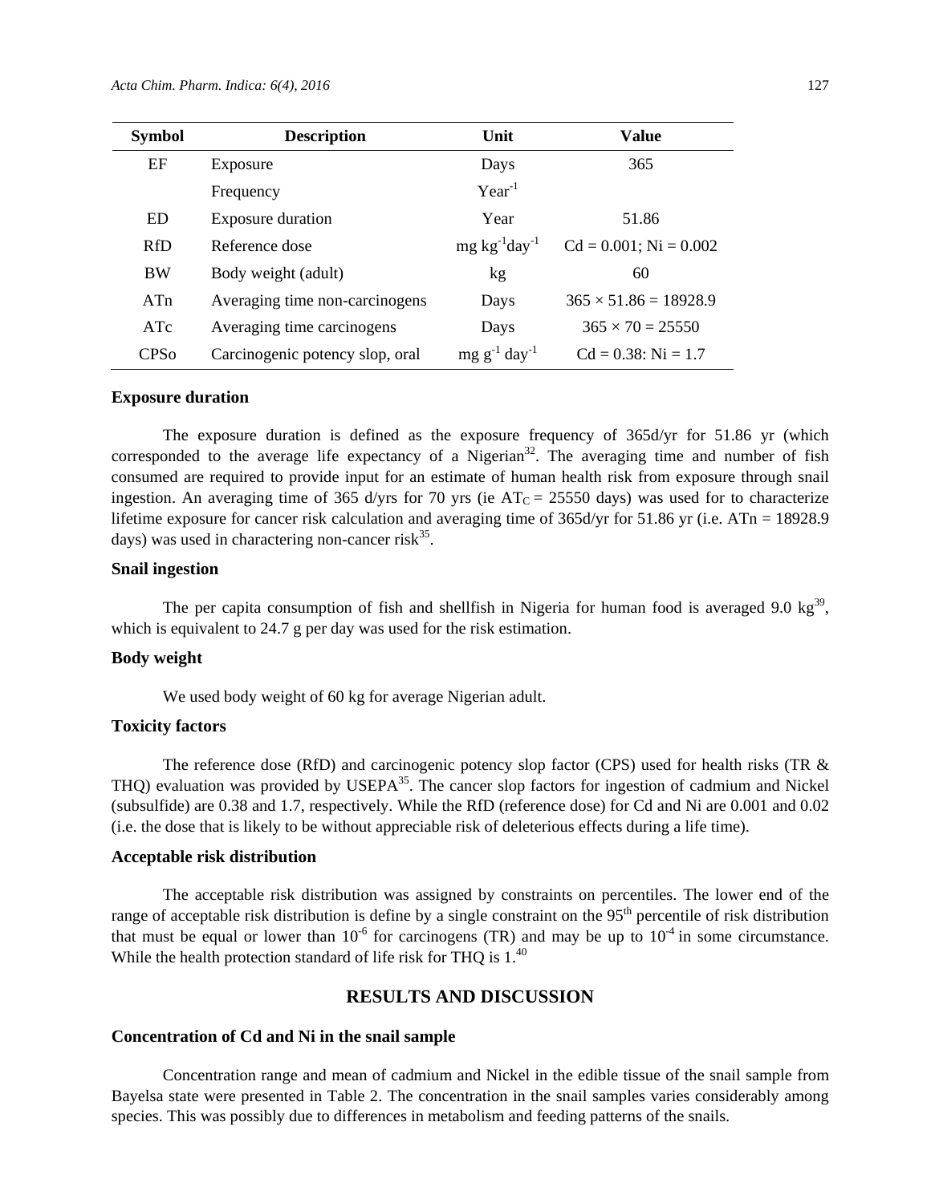| Symbol | Description | Unit | Value |
|---|---|---|---|
| EF | Exposure | Days | 365 |
| | Frequency | $Year^{-1}$ | |
| ED | Exposure duration | Year | 51.86 |
| RfD | Reference dose | $mg\ kg^{-1}day^{-1}$ | Cd = 0.001; Ni = 0.002 |
| BW | Body weight (adult) | kg | 60 |
| ATn | Averaging time non-carcinogens | Days | 365 × 51.86 = 18928.9 |
| ATc | Averaging time carcinogens | Days | 365 × 70 = 25550 |
| CPSo | Carcinogenic potency slop, oral | $mg\ g^{-1}\ day^{-1}$ | Cd = 0.38: Ni = 1.7 |

### Exposure duration

The exposure duration is defined as the exposure frequency of 365d/yr for 51.86 yr (which corresponded to the average life expectancy of a Nigerian[32]. The averaging time and number of fish consumed are required to provide input for an estimate of human health risk from exposure through snail ingestion. An averaging time of 365 d/yrs for 70 yrs (ie $AT_C$ = 25550 days) was used for to characterize lifetime exposure for cancer risk calculation and averaging time of 365d/yr for 51.86 yr (i.e. ATn = 18928.9 days) was used in charactering non-cancer risk[35].

### Snail ingestion

The per capita consumption of fish and shellfish in Nigeria for human food is averaged 9.0 kg[39], which is equivalent to 24.7 g per day was used for the risk estimation.

### Body weight

We used body weight of 60 kg for average Nigerian adult.

### Toxicity factors

The reference dose (RfD) and carcinogenic potency slop factor (CPS) used for health risks (TR & THQ) evaluation was provided by USEPA[35]. The cancer slop factors for ingestion of cadmium and Nickel (subsulfide) are 0.38 and 1.7, respectively. While the RfD (reference dose) for Cd and Ni are 0.001 and 0.02 (i.e. the dose that is likely to be without appreciable risk of deleterious effects during a life time).

### Acceptable risk distribution

The acceptable risk distribution was assigned by constraints on percentiles. The lower end of the range of acceptable risk distribution is define by a single constraint on the 95$^{th}$ percentile of risk distribution that must be equal or lower than $10^{-6}$ for carcinogens (TR) and may be up to $10^{-4}$ in some circumstance. While the health protection standard of life risk for THQ is 1.[40]

## RESULTS AND DISCUSSION

### Concentration of Cd and Ni in the snail sample

Concentration range and mean of cadmium and Nickel in the edible tissue of the snail sample from Bayelsa state were presented in Table 2. The concentration in the snail samples varies considerably among species. This was possibly due to differences in metabolism and feeding patterns of the snails.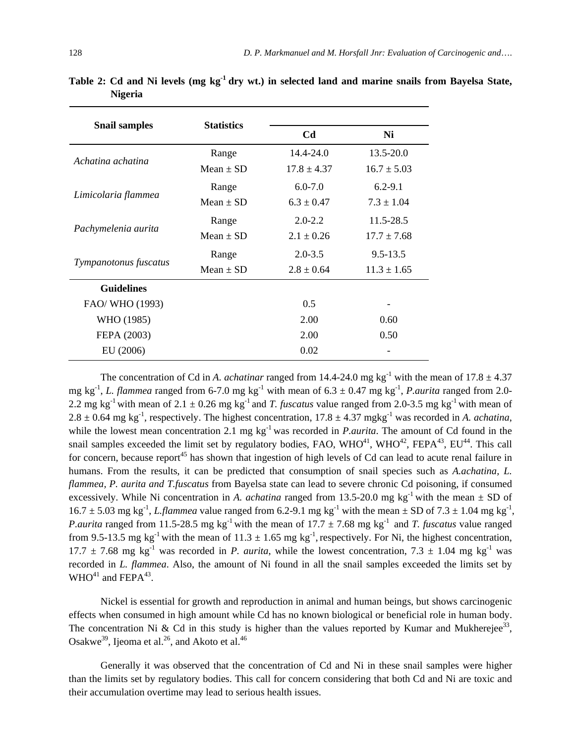**Table 2: Cd and Ni levels (mg $kg^{-1}$ dry wt.) in selected land and marine snails from Bayelsa State, Nigeria**

| Snail samples | Statistics | Cd | Ni |
|---|---|---|---|
| *Achatina achatina* | Range | 14.4-24.0 | 13.5-20.0 |
| | Mean ± SD | 17.8 ± 4.37 | 16.7 ± 5.03 |
| *Limicolaria flammea* | Range | 6.0-7.0 | 6.2-9.1 |
| | Mean ± SD | 6.3 ± 0.47 | 7.3 ± 1.04 |
| *Pachymelenia aurita* | Range | 2.0-2.2 | 11.5-28.5 |
| | Mean ± SD | 2.1 ± 0.26 | 17.7 ± 7.68 |
| *Tympanotonus fuscatus* | Range | 2.0-3.5 | 9.5-13.5 |
| | Mean ± SD | 2.8 ± 0.64 | 11.3 ± 1.65 |
| **Guidelines** | | | |
| FAO/ WHO (1993) | | 0.5 | - |
| WHO (1985) | | 2.00 | 0.60 |
| FEPA (2003) | | 2.00 | 0.50 |
| EU (2006) | | 0.02 | - |

The concentration of Cd in *A. achatinar* ranged from 14.4-24.0 mg $kg^{-1}$ with the mean of 17.8 ± 4.37 mg $kg^{-1}$, *L. flammea* ranged from 6-7.0 mg $kg^{-1}$ with mean of 6.3 ± 0.47 mg $kg^{-1}$, *P.aurita* ranged from 2.0-2.2 mg $kg^{-1}$ with mean of 2.1 ± 0.26 mg $kg^{-1}$ and *T. fuscatus* value ranged from 2.0-3.5 mg $kg^{-1}$ with mean of 2.8 ± 0.64 mg $kg^{-1}$, respectively. The highest concentration, 17.8 ± 4.37 mgkg$^{-1}$ was recorded in *A. achatina*, while the lowest mean concentration 2.1 mg $kg^{-1}$ was recorded in *P.aurita*. The amount of Cd found in the snail samples exceeded the limit set by regulatory bodies, FAO, WHO[41], WHO[42], FEPA[43], EU[44]. This call for concern, because report[45] has shown that ingestion of high levels of Cd can lead to acute renal failure in humans. From the results, it can be predicted that consumption of snail species such as *A.achatina, L. flammea, P. aurita and T.fuscatus* from Bayelsa state can lead to severe chronic Cd poisoning, if consumed excessively. While Ni concentration in *A. achatina* ranged from 13.5-20.0 mg $kg^{-1}$ with the mean ± SD of 16.7 ± 5.03 mg $kg^{-1}$, *L.flammea* value ranged from 6.2-9.1 mg $kg^{-1}$ with the mean ± SD of 7.3 ± 1.04 mg $kg^{-1}$, *P.aurita* ranged from 11.5-28.5 mg $kg^{-1}$ with the mean of 17.7 ± 7.68 mg $kg^{-1}$ and *T. fuscatus* value ranged from 9.5-13.5 mg $kg^{-1}$ with the mean of 11.3 ± 1.65 mg $kg^{-1}$, respectively. For Ni, the highest concentration, 17.7 ± 7.68 mg $kg^{-1}$ was recorded in *P. aurita*, while the lowest concentration, 7.3 ± 1.04 mg $kg^{-1}$ was recorded in *L. flammea*. Also, the amount of Ni found in all the snail samples exceeded the limits set by WHO[41] and FEPA[43].

Nickel is essential for growth and reproduction in animal and human beings, but shows carcinogenic effects when consumed in high amount while Cd has no known biological or beneficial role in human body. The concentration Ni & Cd in this study is higher than the values reported by Kumar and Mukherejee[33], Osakwe[39], Ijeoma et al.[26], and Akoto et al.[46]

Generally it was observed that the concentration of Cd and Ni in these snail samples were higher than the limits set by regulatory bodies. This call for concern considering that both Cd and Ni are toxic and their accumulation overtime may lead to serious health issues.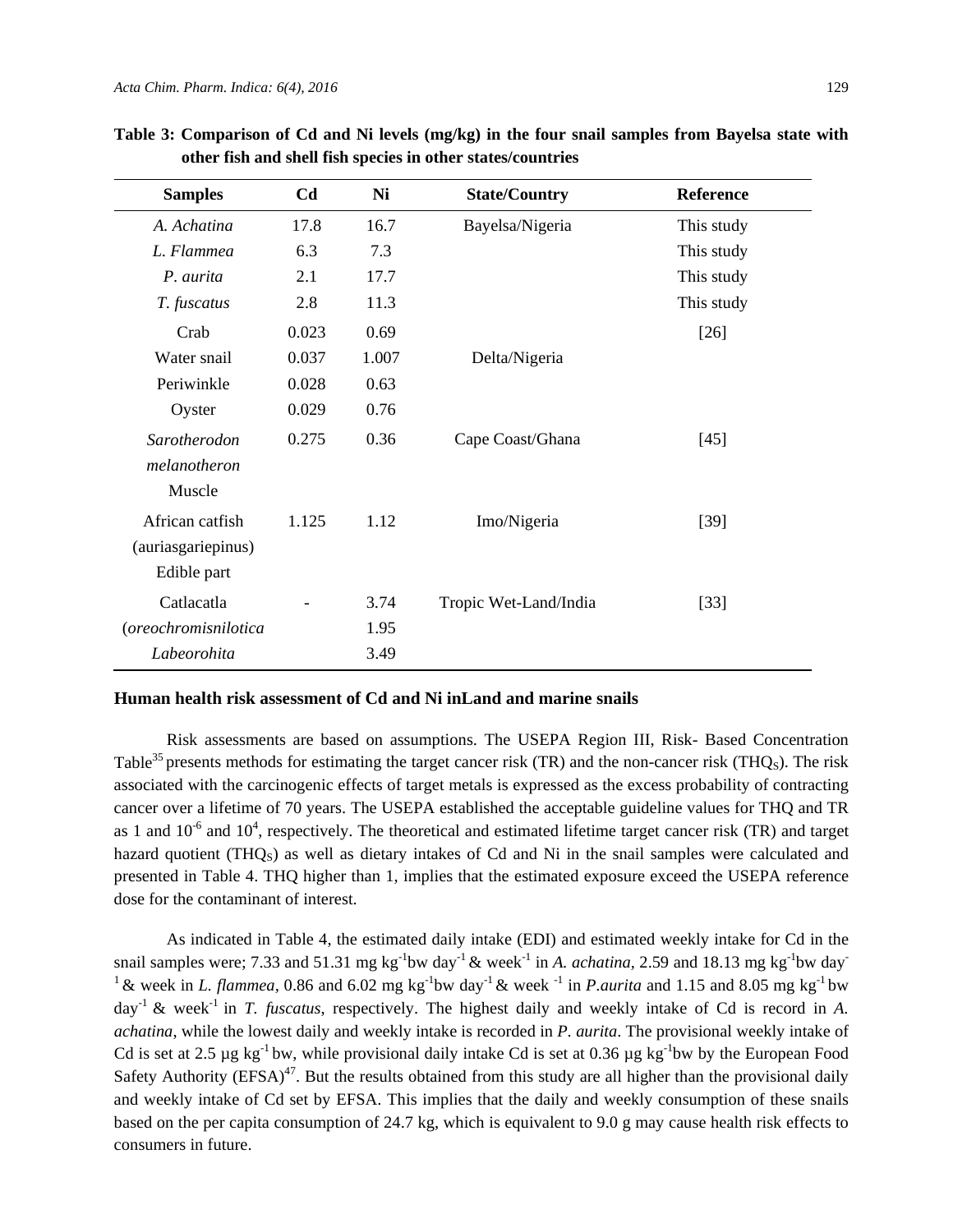**Table 3: Comparison of Cd and Ni levels (mg/kg) in the four snail samples from Bayelsa state with other fish and shell fish species in other states/countries**

| Samples | Cd | Ni | State/Country | Reference |
|---|---|---|---|---|
| *A. Achatina* | 17.8 | 16.7 | Bayelsa/Nigeria | This study |
| *L. Flammea* | 6.3 | 7.3 | | This study |
| *P. aurita* | 2.1 | 17.7 | | This study |
| *T. fuscatus* | 2.8 | 11.3 | | This study |
| Crab | 0.023 | 0.69 | | [26] |
| Water snail | 0.037 | 1.007 | Delta/Nigeria | |
| Periwinkle | 0.028 | 0.63 | | |
| Oyster | 0.029 | 0.76 | | |
| *Sarotherodon melanotheron* Muscle | 0.275 | 0.36 | Cape Coast/Ghana | [45] |
| African catfish (auriasgariepinus) Edible part | 1.125 | 1.12 | Imo/Nigeria | [39] |
| Catlacatla | - | 3.74 | Tropic Wet-Land/India | [33] |
| (*oreochromisnilotica* | | 1.95 | | |
| *Labeorohita* | | 3.49 | | |

### Human health risk assessment of Cd and Ni inLand and marine snails

Risk assessments are based on assumptions. The USEPA Region III, Risk- Based Concentration Table[35] presents methods for estimating the target cancer risk (TR) and the non-cancer risk ($THQ_S$). The risk associated with the carcinogenic effects of target metals is expressed as the excess probability of contracting cancer over a lifetime of 70 years. The USEPA established the acceptable guideline values for THQ and TR as 1 and $10^{-6}$ and $10^{4}$, respectively. The theoretical and estimated lifetime target cancer risk (TR) and target hazard quotient ($THQ_S$) as well as dietary intakes of Cd and Ni in the snail samples were calculated and presented in Table 4. THQ higher than 1, implies that the estimated exposure exceed the USEPA reference dose for the contaminant of interest.

As indicated in Table 4, the estimated daily intake (EDI) and estimated weekly intake for Cd in the snail samples were; 7.33 and 51.31 mg $kg^{-1}$bw $day^{-1}$ & $week^{-1}$ in *A. achatina*, 2.59 and 18.13 mg $kg^{-1}$bw $day^{-1}$ & week in *L. flammea*, 0.86 and 6.02 mg $kg^{-1}$bw $day^{-1}$ & $week^{-1}$ in *P.aurita* and 1.15 and 8.05 mg $kg^{-1}$ bw $day^{-1}$ & $week^{-1}$ in *T. fuscatus*, respectively. The highest daily and weekly intake of Cd is record in *A. achatina*, while the lowest daily and weekly intake is recorded in *P. aurita*. The provisional weekly intake of Cd is set at 2.5 µg $kg^{-1}$ bw, while provisional daily intake Cd is set at 0.36 µg $kg^{-1}$bw by the European Food Safety Authority (EFSA)[47]. But the results obtained from this study are all higher than the provisional daily and weekly intake of Cd set by EFSA. This implies that the daily and weekly consumption of these snails based on the per capita consumption of 24.7 kg, which is equivalent to 9.0 g may cause health risk effects to consumers in future.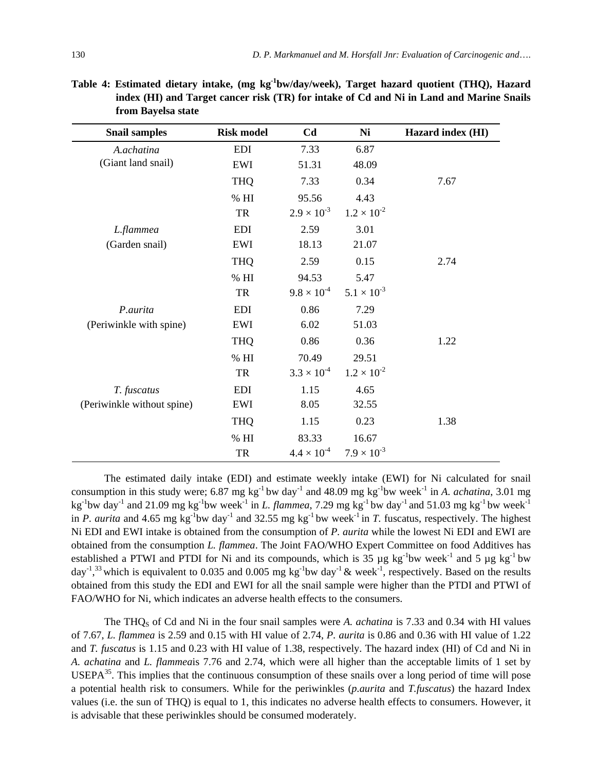**Table 4: Estimated dietary intake, (mg $kg^{-1}$bw/day/week), Target hazard quotient (THQ), Hazard index (HI) and Target cancer risk (TR) for intake of Cd and Ni in Land and Marine Snails from Bayelsa state**

| Snail samples | Risk model | Cd | Ni | Hazard index (HI) |
|---|---|---|---|---|
| *A.achatina* | EDI | 7.33 | 6.87 | |
| (Giant land snail) | EWI | 51.31 | 48.09 | |
| | THQ | 7.33 | 0.34 | 7.67 |
| | % HI | 95.56 | 4.43 | |
| | TR | $2.9 \times 10^{-3}$ | $1.2 \times 10^{-2}$ | |
| *L.flammea* | EDI | 2.59 | 3.01 | |
| (Garden snail) | EWI | 18.13 | 21.07 | |
| | THQ | 2.59 | 0.15 | 2.74 |
| | % HI | 94.53 | 5.47 | |
| | TR | $9.8 \times 10^{-4}$ | $5.1 \times 10^{-3}$ | |
| *P.aurita* | EDI | 0.86 | 7.29 | |
| (Periwinkle with spine) | EWI | 6.02 | 51.03 | |
| | THQ | 0.86 | 0.36 | 1.22 |
| | % HI | 70.49 | 29.51 | |
| | TR | $3.3 \times 10^{-4}$ | $1.2 \times 10^{-2}$ | |
| *T. fuscatus* | EDI | 1.15 | 4.65 | |
| (Periwinkle without spine) | EWI | 8.05 | 32.55 | |
| | THQ | 1.15 | 0.23 | 1.38 |
| | % HI | 83.33 | 16.67 | |
| | TR | $4.4 \times 10^{-4}$ | $7.9 \times 10^{-3}$ | |

The estimated daily intake (EDI) and estimate weekly intake (EWI) for Ni calculated for snail consumption in this study were; 6.87 mg $kg^{-1}$ bw $day^{-1}$ and 48.09 mg $kg^{-1}$bw $week^{-1}$ in *A. achatina*, 3.01 mg $kg^{-1}$bw $day^{-1}$ and 21.09 mg $kg^{-1}$bw $week^{-1}$ in *L. flammea*, 7.29 mg $kg^{-1}$ bw $day^{-1}$ and 51.03 mg $kg^{-1}$ bw $week^{-1}$ in *P. aurita* and 4.65 mg $kg^{-1}$bw $day^{-1}$ and 32.55 mg $kg^{-1}$ bw $week^{-1}$ in *T.* fuscatus, respectively. The highest Ni EDI and EWI intake is obtained from the consumption of *P. aurita* while the lowest Ni EDI and EWI are obtained from the consumption *L. flammea*. The Joint FAO/WHO Expert Committee on food Additives has established a PTWI and PTDI for Ni and its compounds, which is 35 µg $kg^{-1}$bw $week^{-1}$ and 5 µg $kg^{-1}$ bw $day^{-1}$,[33] which is equivalent to 0.035 and 0.005 mg $kg^{-1}$bw $day^{-1}$ & $week^{-1}$, respectively. Based on the results obtained from this study the EDI and EWI for all the snail sample were higher than the PTDI and PTWI of FAO/WHO for Ni, which indicates an adverse health effects to the consumers.

The $THQ_S$ of Cd and Ni in the four snail samples were *A. achatina* is 7.33 and 0.34 with HI values of 7.67, *L. flammea* is 2.59 and 0.15 with HI value of 2.74, *P. aurita* is 0.86 and 0.36 with HI value of 1.22 and *T. fuscatus* is 1.15 and 0.23 with HI value of 1.38, respectively. The hazard index (HI) of Cd and Ni in *A. achatina* and *L. flammea*is 7.76 and 2.74, which were all higher than the acceptable limits of 1 set by USEPA[35]. This implies that the continuous consumption of these snails over a long period of time will pose a potential health risk to consumers. While for the periwinkles (*p.aurita* and *T.fuscatus*) the hazard Index values (i.e. the sun of THQ) is equal to 1, this indicates no adverse health effects to consumers. However, it is advisable that these periwinkles should be consumed moderately.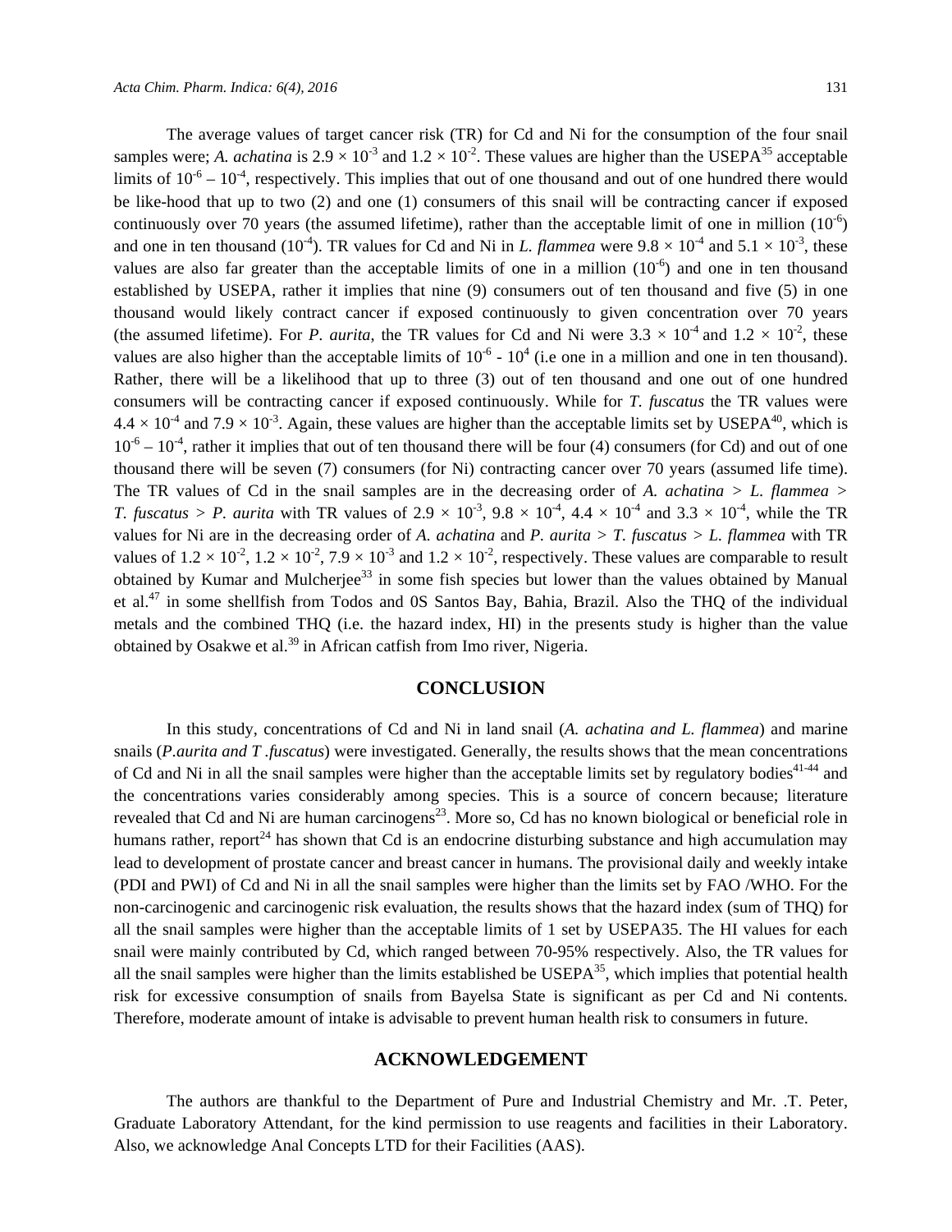The average values of target cancer risk (TR) for Cd and Ni for the consumption of the four snail samples were; *A. achatina* is $2.9 \times 10^{-3}$ and $1.2 \times 10^{-2}$. These values are higher than the USEPA[35] acceptable limits of $10^{-6} – 10^{-4}$, respectively. This implies that out of one thousand and out of one hundred there would be like-hood that up to two (2) and one (1) consumers of this snail will be contracting cancer if exposed continuously over 70 years (the assumed lifetime), rather than the acceptable limit of one in million ($10^{-6}$) and one in ten thousand ($10^{-4}$). TR values for Cd and Ni in *L. flammea* were $9.8 \times 10^{-4}$ and $5.1 \times 10^{-3}$, these values are also far greater than the acceptable limits of one in a million ($10^{-6}$) and one in ten thousand established by USEPA, rather it implies that nine (9) consumers out of ten thousand and five (5) in one thousand would likely contract cancer if exposed continuously to given concentration over 70 years (the assumed lifetime). For *P. aurita*, the TR values for Cd and Ni were $3.3 \times 10^{-4}$ and $1.2 \times 10^{-2}$, these values are also higher than the acceptable limits of $10^{-6}$ - $10^{4}$ (i.e one in a million and one in ten thousand). Rather, there will be a likelihood that up to three (3) out of ten thousand and one out of one hundred consumers will be contracting cancer if exposed continuously. While for *T. fuscatus* the TR values were $4.4 \times 10^{-4}$ and $7.9 \times 10^{-3}$. Again, these values are higher than the acceptable limits set by USEPA[40], which is $10^{-6} – 10^{-4}$, rather it implies that out of ten thousand there will be four (4) consumers (for Cd) and out of one thousand there will be seven (7) consumers (for Ni) contracting cancer over 70 years (assumed life time). The TR values of Cd in the snail samples are in the decreasing order of *A. achatina* > *L. flammea* > *T. fuscatus* > *P. aurita* with TR values of $2.9 \times 10^{-3}$, $9.8 \times 10^{-4}$, $4.4 \times 10^{-4}$ and $3.3 \times 10^{-4}$, while the TR values for Ni are in the decreasing order of *A. achatina* and *P. aurita* > *T. fuscatus* > *L. flammea* with TR values of $1.2 \times 10^{-2}$, $1.2 \times 10^{-2}$, $7.9 \times 10^{-3}$ and $1.2 \times 10^{-2}$, respectively. These values are comparable to result obtained by Kumar and Mulcherjee[33] in some fish species but lower than the values obtained by Manual et al.[47] in some shellfish from Todos and 0S Santos Bay, Bahia, Brazil. Also the THQ of the individual metals and the combined THQ (i.e. the hazard index, HI) in the presents study is higher than the value obtained by Osakwe et al.[39] in African catfish from Imo river, Nigeria.

## CONCLUSION

In this study, concentrations of Cd and Ni in land snail (*A. achatina and L. flammea*) and marine snails (*P.aurita and T .fuscatus*) were investigated. Generally, the results shows that the mean concentrations of Cd and Ni in all the snail samples were higher than the acceptable limits set by regulatory bodies[41-44] and the concentrations varies considerably among species. This is a source of concern because; literature revealed that Cd and Ni are human carcinogens[23]. More so, Cd has no known biological or beneficial role in humans rather, report[24] has shown that Cd is an endocrine disturbing substance and high accumulation may lead to development of prostate cancer and breast cancer in humans. The provisional daily and weekly intake (PDI and PWI) of Cd and Ni in all the snail samples were higher than the limits set by FAO /WHO. For the non-carcinogenic and carcinogenic risk evaluation, the results shows that the hazard index (sum of THQ) for all the snail samples were higher than the acceptable limits of 1 set by USEPA35. The HI values for each snail were mainly contributed by Cd, which ranged between 70-95% respectively. Also, the TR values for all the snail samples were higher than the limits established be USEPA[35], which implies that potential health risk for excessive consumption of snails from Bayelsa State is significant as per Cd and Ni contents. Therefore, moderate amount of intake is advisable to prevent human health risk to consumers in future.

## ACKNOWLEDGEMENT

The authors are thankful to the Department of Pure and Industrial Chemistry and Mr. .T. Peter, Graduate Laboratory Attendant, for the kind permission to use reagents and facilities in their Laboratory. Also, we acknowledge Anal Concepts LTD for their Facilities (AAS).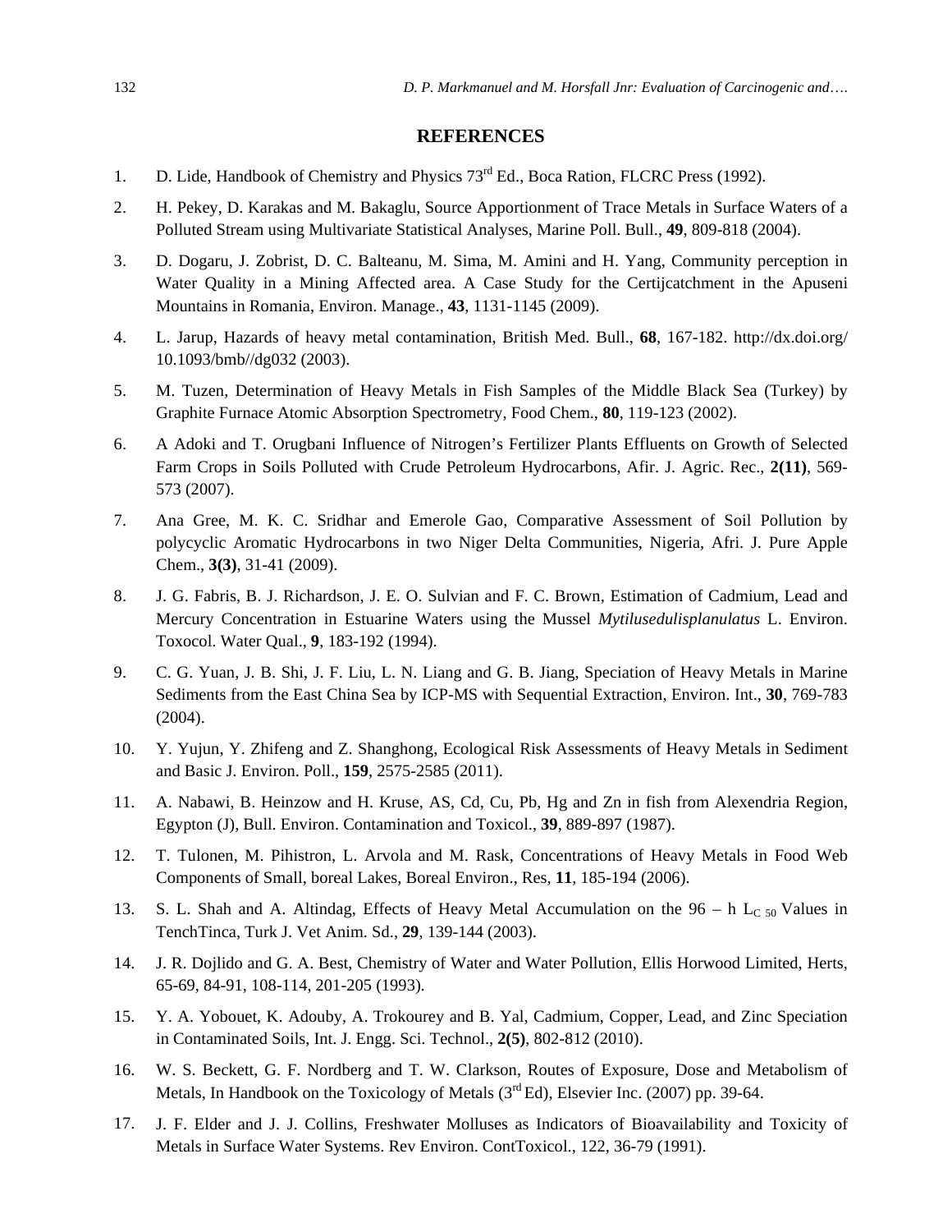## REFERENCES

1. D. Lide, Handbook of Chemistry and Physics 73[rd] Ed., Boca Ration, FLCRC Press (1992).
2. H. Pekey, D. Karakas and M. Bakaglu, Source Apportionment of Trace Metals in Surface Waters of a Polluted Stream using Multivariate Statistical Analyses, Marine Poll. Bull., **49**, 809-818 (2004).
3. D. Dogaru, J. Zobrist, D. C. Balteanu, M. Sima, M. Amini and H. Yang, Community perception in Water Quality in a Mining Affected area. A Case Study for the Certijcatchment in the Apuseni Mountains in Romania, Environ. Manage., **43**, 1131-1145 (2009).
4. L. Jarup, Hazards of heavy metal contamination, British Med. Bull., **68**, 167-182. http://dx.doi.org/10.1093/bmb//dg032 (2003).
5. M. Tuzen, Determination of Heavy Metals in Fish Samples of the Middle Black Sea (Turkey) by Graphite Furnace Atomic Absorption Spectrometry, Food Chem., **80**, 119-123 (2002).
6. A Adoki and T. Orugbani Influence of Nitrogen's Fertilizer Plants Effluents on Growth of Selected Farm Crops in Soils Polluted with Crude Petroleum Hydrocarbons, Afir. J. Agric. Rec., **2(11)**, 569-573 (2007).
7. Ana Gree, M. K. C. Sridhar and Emerole Gao, Comparative Assessment of Soil Pollution by polycyclic Aromatic Hydrocarbons in two Niger Delta Communities, Nigeria, Afri. J. Pure Apple Chem., **3(3)**, 31-41 (2009).
8. J. G. Fabris, B. J. Richardson, J. E. O. Sulvian and F. C. Brown, Estimation of Cadmium, Lead and Mercury Concentration in Estuarine Waters using the Mussel *Mytilusedulisplanulatus* L. Environ. Toxocol. Water Qual., **9**, 183-192 (1994).
9. C. G. Yuan, J. B. Shi, J. F. Liu, L. N. Liang and G. B. Jiang, Speciation of Heavy Metals in Marine Sediments from the East China Sea by ICP-MS with Sequential Extraction, Environ. Int., **30**, 769-783 (2004).
10. Y. Yujun, Y. Zhifeng and Z. Shanghong, Ecological Risk Assessments of Heavy Metals in Sediment and Basic J. Environ. Poll., **159**, 2575-2585 (2011).
11. A. Nabawi, B. Heinzow and H. Kruse, AS, Cd, Cu, Pb, Hg and Zn in fish from Alexendria Region, Egypton (J), Bull. Environ. Contamination and Toxicol., **39**, 889-897 (1987).
12. T. Tulonen, M. Pihistron, L. Arvola and M. Rask, Concentrations of Heavy Metals in Food Web Components of Small, boreal Lakes, Boreal Environ., Res, **11**, 185-194 (2006).
13. S. L. Shah and A. Altindag, Effects of Heavy Metal Accumulation on the 96 – h $L_{C\ 50}$ Values in TenchTinca, Turk J. Vet Anim. Sd., **29**, 139-144 (2003).
14. J. R. Dojlido and G. A. Best, Chemistry of Water and Water Pollution, Ellis Horwood Limited, Herts, 65-69, 84-91, 108-114, 201-205 (1993).
15. Y. A. Yobouet, K. Adouby, A. Trokourey and B. Yal, Cadmium, Copper, Lead, and Zinc Speciation in Contaminated Soils, Int. J. Engg. Sci. Technol., **2(5)**, 802-812 (2010).
16. W. S. Beckett, G. F. Nordberg and T. W. Clarkson, Routes of Exposure, Dose and Metabolism of Metals, In Handbook on the Toxicology of Metals (3[rd] Ed), Elsevier Inc. (2007) pp. 39-64.
17. J. F. Elder and J. J. Collins, Freshwater Molluses as Indicators of Bioavailability and Toxicity of Metals in Surface Water Systems. Rev Environ. ContToxicol., 122, 36-79 (1991).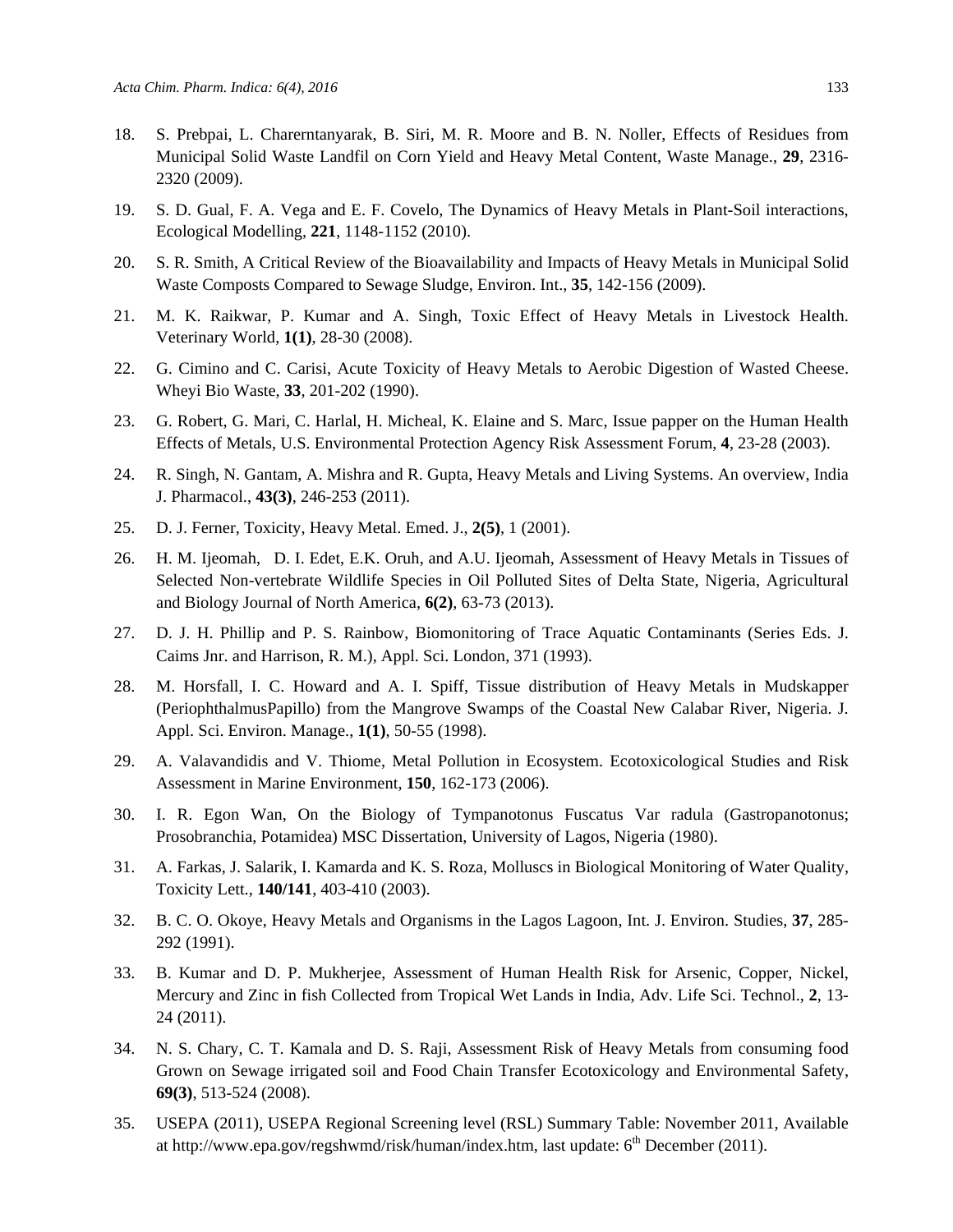18. S. Prebpai, L. Charerntanyarak, B. Siri, M. R. Moore and B. N. Noller, Effects of Residues from Municipal Solid Waste Landfil on Corn Yield and Heavy Metal Content, Waste Manage., **29**, 2316-2320 (2009).

19. S. D. Gual, F. A. Vega and E. F. Covelo, The Dynamics of Heavy Metals in Plant-Soil interactions, Ecological Modelling, **221**, 1148-1152 (2010).

20. S. R. Smith, A Critical Review of the Bioavailability and Impacts of Heavy Metals in Municipal Solid Waste Composts Compared to Sewage Sludge, Environ. Int., **35**, 142-156 (2009).

21. M. K. Raikwar, P. Kumar and A. Singh, Toxic Effect of Heavy Metals in Livestock Health. Veterinary World, **1(1)**, 28-30 (2008).

22. G. Cimino and C. Carisi, Acute Toxicity of Heavy Metals to Aerobic Digestion of Wasted Cheese. Wheyi Bio Waste, **33**, 201-202 (1990).

23. G. Robert, G. Mari, C. Harlal, H. Micheal, K. Elaine and S. Marc, Issue papper on the Human Health Effects of Metals, U.S. Environmental Protection Agency Risk Assessment Forum, **4**, 23-28 (2003).

24. R. Singh, N. Gantam, A. Mishra and R. Gupta, Heavy Metals and Living Systems. An overview, India J. Pharmacol., **43(3)**, 246-253 (2011).

25. D. J. Ferner, Toxicity, Heavy Metal. Emed. J., **2(5)**, 1 (2001).

26. H. M. Ijeomah, D. I. Edet, E.K. Oruh, and A.U. Ijeomah, Assessment of Heavy Metals in Tissues of Selected Non-vertebrate Wildlife Species in Oil Polluted Sites of Delta State, Nigeria, Agricultural and Biology Journal of North America, **6(2)**, 63-73 (2013).

27. D. J. H. Phillip and P. S. Rainbow, Biomonitoring of Trace Aquatic Contaminants (Series Eds. J. Caims Jnr. and Harrison, R. M.), Appl. Sci. London, 371 (1993).

28. M. Horsfall, I. C. Howard and A. I. Spiff, Tissue distribution of Heavy Metals in Mudskapper (PeriophthalmusPapillo) from the Mangrove Swamps of the Coastal New Calabar River, Nigeria. J. Appl. Sci. Environ. Manage., **1(1)**, 50-55 (1998).

29. A. Valavandidis and V. Thiome, Metal Pollution in Ecosystem. Ecotoxicological Studies and Risk Assessment in Marine Environment, **150**, 162-173 (2006).

30. I. R. Egon Wan, On the Biology of Tympanotonus Fuscatus Var radula (Gastropanotonus; Prosobranchia, Potamidea) MSC Dissertation, University of Lagos, Nigeria (1980).

31. A. Farkas, J. Salarik, I. Kamarda and K. S. Roza, Molluscs in Biological Monitoring of Water Quality, Toxicity Lett., **140/141**, 403-410 (2003).

32. B. C. O. Okoye, Heavy Metals and Organisms in the Lagos Lagoon, Int. J. Environ. Studies, **37**, 285-292 (1991).

33. B. Kumar and D. P. Mukherjee, Assessment of Human Health Risk for Arsenic, Copper, Nickel, Mercury and Zinc in fish Collected from Tropical Wet Lands in India, Adv. Life Sci. Technol., **2**, 13-24 (2011).

34. N. S. Chary, C. T. Kamala and D. S. Raji, Assessment Risk of Heavy Metals from consuming food Grown on Sewage irrigated soil and Food Chain Transfer Ecotoxicology and Environmental Safety, **69(3)**, 513-524 (2008).

35. USEPA (2011), USEPA Regional Screening level (RSL) Summary Table: November 2011, Available at http://www.epa.gov/regshwmd/risk/human/index.htm, last update: 6th December (2011).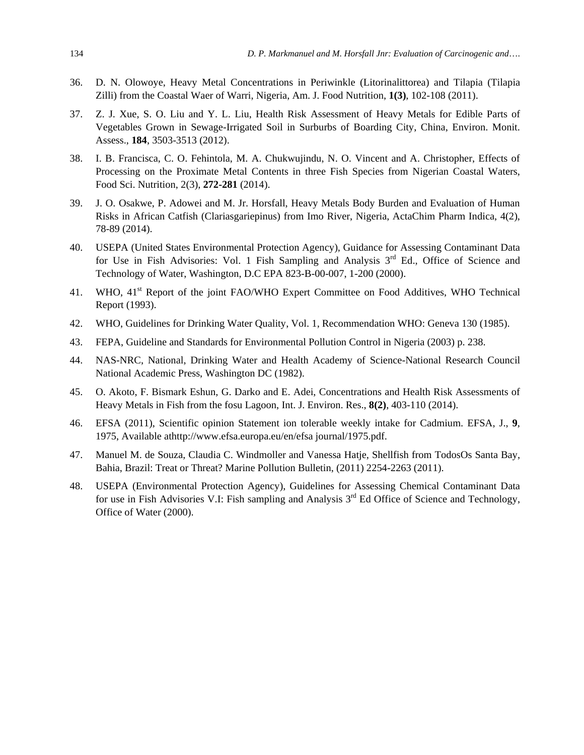36. D. N. Olowoye, Heavy Metal Concentrations in Periwinkle (Litorinalittorea) and Tilapia (Tilapia Zilli) from the Coastal Waer of Warri, Nigeria, Am. J. Food Nutrition, **1(3)**, 102-108 (2011).
37. Z. J. Xue, S. O. Liu and Y. L. Liu, Health Risk Assessment of Heavy Metals for Edible Parts of Vegetables Grown in Sewage-Irrigated Soil in Surburbs of Boarding City, China, Environ. Monit. Assess., **184**, 3503-3513 (2012).
38. I. B. Francisca, C. O. Fehintola, M. A. Chukwujindu, N. O. Vincent and A. Christopher, Effects of Processing on the Proximate Metal Contents in three Fish Species from Nigerian Coastal Waters, Food Sci. Nutrition, 2(3), **272-281** (2014).
39. J. O. Osakwe, P. Adowei and M. Jr. Horsfall, Heavy Metals Body Burden and Evaluation of Human Risks in African Catfish (Clariasgariepinus) from Imo River, Nigeria, ActaChim Pharm Indica, 4(2), 78-89 (2014).
40. USEPA (United States Environmental Protection Agency), Guidance for Assessing Contaminant Data for Use in Fish Advisories: Vol. 1 Fish Sampling and Analysis 3rd Ed., Office of Science and Technology of Water, Washington, D.C EPA 823-B-00-007, 1-200 (2000).
41. WHO, 41st Report of the joint FAO/WHO Expert Committee on Food Additives, WHO Technical Report (1993).
42. WHO, Guidelines for Drinking Water Quality, Vol. 1, Recommendation WHO: Geneva 130 (1985).
43. FEPA, Guideline and Standards for Environmental Pollution Control in Nigeria (2003) p. 238.
44. NAS-NRC, National, Drinking Water and Health Academy of Science-National Research Council National Academic Press, Washington DC (1982).
45. O. Akoto, F. Bismark Eshun, G. Darko and E. Adei, Concentrations and Health Risk Assessments of Heavy Metals in Fish from the fosu Lagoon, Int. J. Environ. Res., **8(2)**, 403-110 (2014).
46. EFSA (2011), Scientific opinion Statement ion tolerable weekly intake for Cadmium. EFSA, J., **9**, 1975, Available athttp://www.efsa.europa.eu/en/efsa journal/1975.pdf.
47. Manuel M. de Souza, Claudia C. Windmoller and Vanessa Hatje, Shellfish from TodosOs Santa Bay, Bahia, Brazil: Treat or Threat? Marine Pollution Bulletin, (2011) 2254-2263 (2011).
48. USEPA (Environmental Protection Agency), Guidelines for Assessing Chemical Contaminant Data for use in Fish Advisories V.I: Fish sampling and Analysis 3rd Ed Office of Science and Technology, Office of Water (2000).